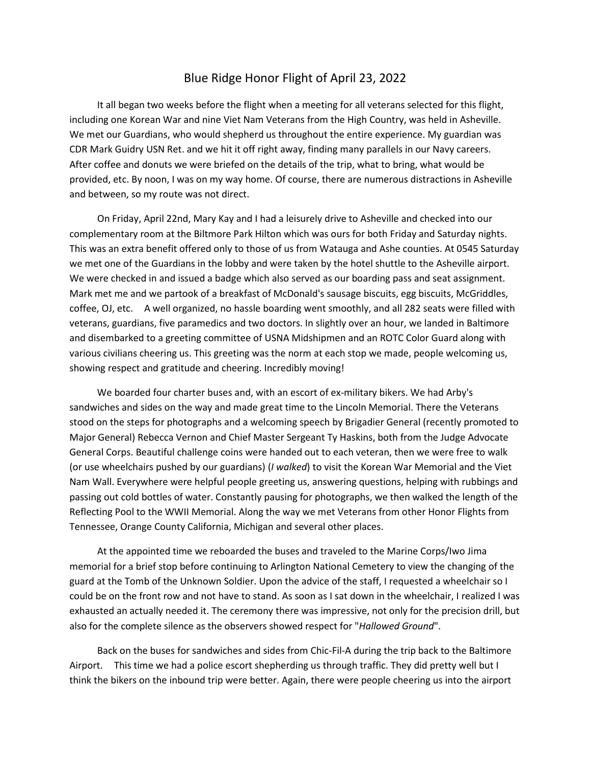# Blue Ridge Honor Flight of April 23, 2022

It all began two weeks before the flight when a meeting for all veterans selected for this flight, including one Korean War and nine Viet Nam Veterans from the High Country, was held in Asheville. We met our Guardians, who would shepherd us throughout the entire experience. My guardian was CDR Mark Guidry USN Ret. and we hit it off right away, finding many parallels in our Navy careers. After coffee and donuts we were briefed on the details of the trip, what to bring, what would be provided, etc. By noon, I was on my way home. Of course, there are numerous distractions in Asheville and between, so my route was not direct.

On Friday, April 22nd, Mary Kay and I had a leisurely drive to Asheville and checked into our complementary room at the Biltmore Park Hilton which was ours for both Friday and Saturday nights. This was an extra benefit offered only to those of us from Watauga and Ashe counties. At 0545 Saturday we met one of the Guardians in the lobby and were taken by the hotel shuttle to the Asheville airport. We were checked in and issued a badge which also served as our boarding pass and seat assignment. Mark met me and we partook of a breakfast of McDonald's sausage biscuits, egg biscuits, McGriddles, coffee, OJ, etc.    A well organized, no hassle boarding went smoothly, and all 282 seats were filled with veterans, guardians, five paramedics and two doctors. In slightly over an hour, we landed in Baltimore and disembarked to a greeting committee of USNA Midshipmen and an ROTC Color Guard along with various civilians cheering us. This greeting was the norm at each stop we made, people welcoming us, showing respect and gratitude and cheering. Incredibly moving!

We boarded four charter buses and, with an escort of ex-military bikers. We had Arby's sandwiches and sides on the way and made great time to the Lincoln Memorial. There the Veterans stood on the steps for photographs and a welcoming speech by Brigadier General (recently promoted to Major General) Rebecca Vernon and Chief Master Sergeant Ty Haskins, both from the Judge Advocate General Corps. Beautiful challenge coins were handed out to each veteran, then we were free to walk (or use wheelchairs pushed by our guardians) (*I walked*) to visit the Korean War Memorial and the Viet Nam Wall. Everywhere were helpful people greeting us, answering questions, helping with rubbings and passing out cold bottles of water. Constantly pausing for photographs, we then walked the length of the Reflecting Pool to the WWII Memorial. Along the way we met Veterans from other Honor Flights from Tennessee, Orange County California, Michigan and several other places.

At the appointed time we reboarded the buses and traveled to the Marine Corps/Iwo Jima memorial for a brief stop before continuing to Arlington National Cemetery to view the changing of the guard at the Tomb of the Unknown Soldier. Upon the advice of the staff, I requested a wheelchair so I could be on the front row and not have to stand. As soon as I sat down in the wheelchair, I realized I was exhausted an actually needed it. The ceremony there was impressive, not only for the precision drill, but also for the complete silence as the observers showed respect for "*Hallowed Ground*".

Back on the buses for sandwiches and sides from Chic-Fil-A during the trip back to the Baltimore Airport.    This time we had a police escort shepherding us through traffic. They did pretty well but I think the bikers on the inbound trip were better. Again, there were people cheering us into the airport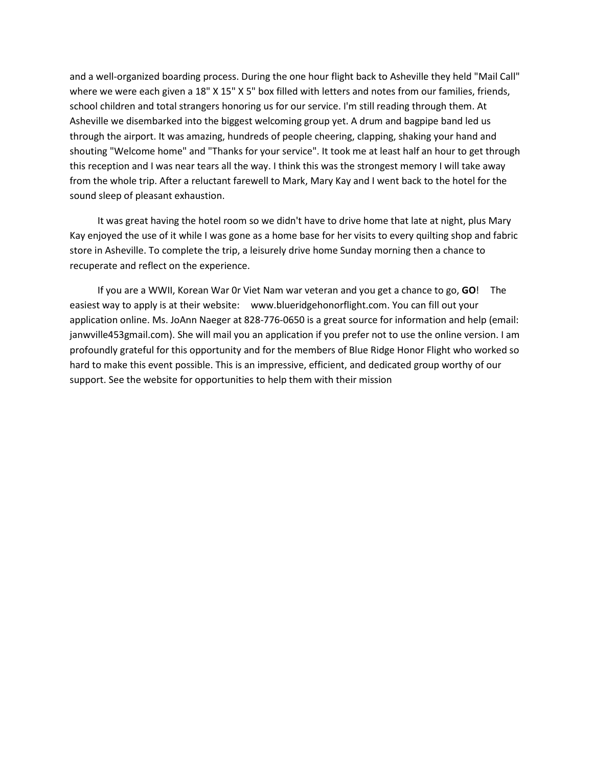and a well-organized boarding process. During the one hour flight back to Asheville they held "Mail Call" where we were each given a 18" X 15" X 5" box filled with letters and notes from our families, friends, school children and total strangers honoring us for our service. I'm still reading through them. At Asheville we disembarked into the biggest welcoming group yet. A drum and bagpipe band led us through the airport. It was amazing, hundreds of people cheering, clapping, shaking your hand and shouting "Welcome home" and "Thanks for your service". It took me at least half an hour to get through this reception and I was near tears all the way. I think this was the strongest memory I will take away from the whole trip. After a reluctant farewell to Mark, Mary Kay and I went back to the hotel for the sound sleep of pleasant exhaustion.

It was great having the hotel room so we didn't have to drive home that late at night, plus Mary Kay enjoyed the use of it while I was gone as a home base for her visits to every quilting shop and fabric store in Asheville. To complete the trip, a leisurely drive home Sunday morning then a chance to recuperate and reflect on the experience.

If you are a WWII, Korean War 0r Viet Nam war veteran and you get a chance to go, **GO**! The easiest way to apply is at their website: www.blueridgehonorflight.com. You can fill out your application online. Ms. JoAnn Naeger at 828-776-0650 is a great source for information and help (email: janwville453gmail.com). She will mail you an application if you prefer not to use the online version. I am profoundly grateful for this opportunity and for the members of Blue Ridge Honor Flight who worked so hard to make this event possible. This is an impressive, efficient, and dedicated group worthy of our support. See the website for opportunities to help them with their mission